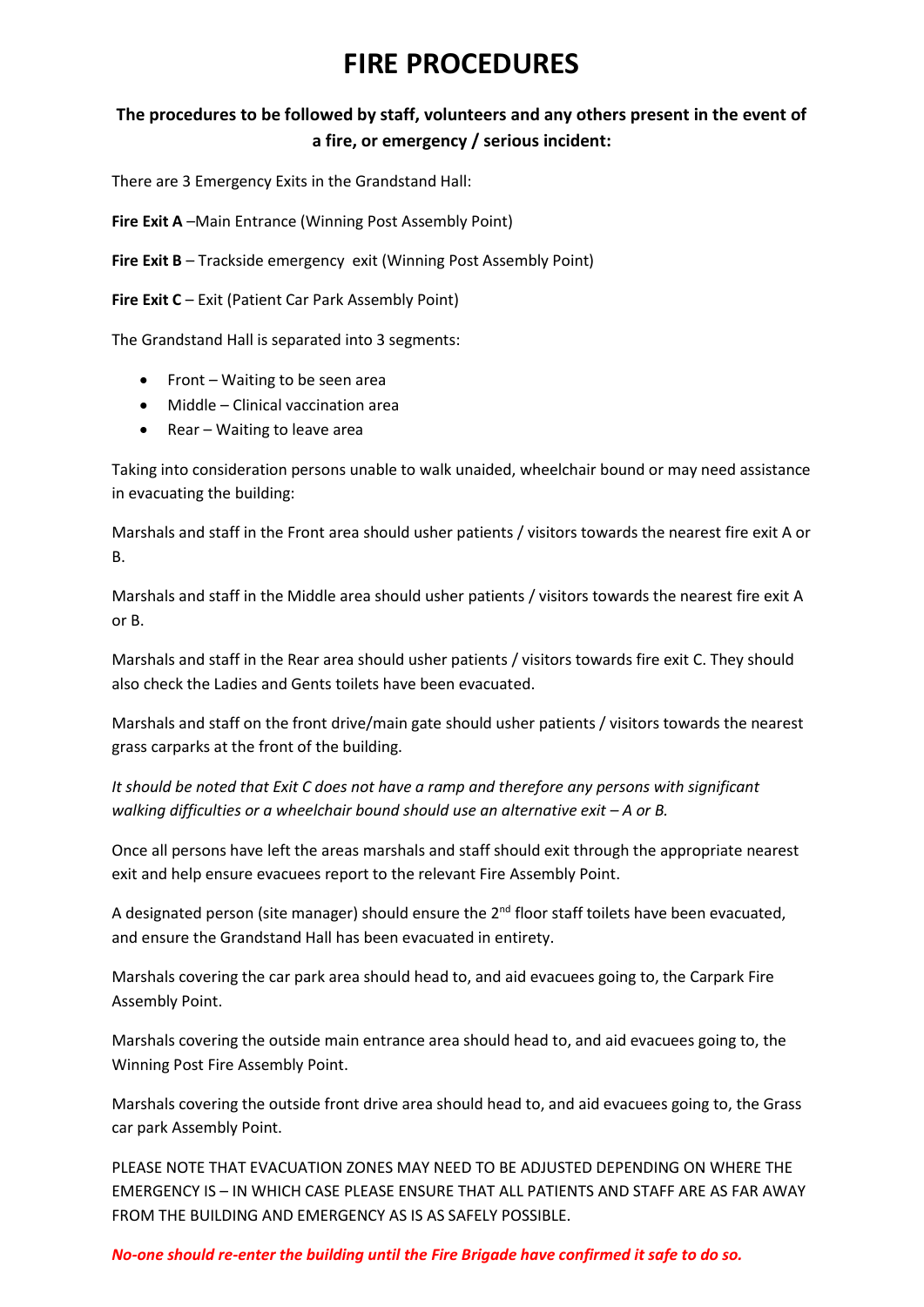# FIRE PROCEDURES

**The procedures to be followed by staff, volunteers and any others present in the event of a fire, or emergency / serious incident:**

There are 3 Emergency Exits in the Grandstand Hall:

**Fire Exit A** –Main Entrance (Winning Post Assembly Point)

**Fire Exit B** – Trackside emergency exit (Winning Post Assembly Point)

**Fire Exit C** – Exit (Patient Car Park Assembly Point)

The Grandstand Hall is separated into 3 segments:

- Front – Waiting to be seen area
- Middle – Clinical vaccination area
- Rear – Waiting to leave area

Taking into consideration persons unable to walk unaided, wheelchair bound or may need assistance in evacuating the building:

Marshals and staff in the Front area should usher patients / visitors towards the nearest fire exit A or B.

Marshals and staff in the Middle area should usher patients / visitors towards the nearest fire exit A or B.

Marshals and staff in the Rear area should usher patients / visitors towards fire exit C. They should also check the Ladies and Gents toilets have been evacuated.

Marshals and staff on the front drive/main gate should usher patients / visitors towards the nearest grass carparks at the front of the building.

*It should be noted that Exit C does not have a ramp and therefore any persons with significant walking difficulties or a wheelchair bound should use an alternative exit – A or B.*

Once all persons have left the areas marshals and staff should exit through the appropriate nearest exit and help ensure evacuees report to the relevant Fire Assembly Point.

A designated person (site manager) should ensure the 2nd floor staff toilets have been evacuated, and ensure the Grandstand Hall has been evacuated in entirety.

Marshals covering the car park area should head to, and aid evacuees going to, the Carpark Fire Assembly Point.

Marshals covering the outside main entrance area should head to, and aid evacuees going to, the Winning Post Fire Assembly Point.

Marshals covering the outside front drive area should head to, and aid evacuees going to, the Grass car park Assembly Point.

PLEASE NOTE THAT EVACUATION ZONES MAY NEED TO BE ADJUSTED DEPENDING ON WHERE THE EMERGENCY IS – IN WHICH CASE PLEASE ENSURE THAT ALL PATIENTS AND STAFF ARE AS FAR AWAY FROM THE BUILDING AND EMERGENCY AS IS AS SAFELY POSSIBLE.

***No-one should re-enter the building until the Fire Brigade have confirmed it safe to do so.***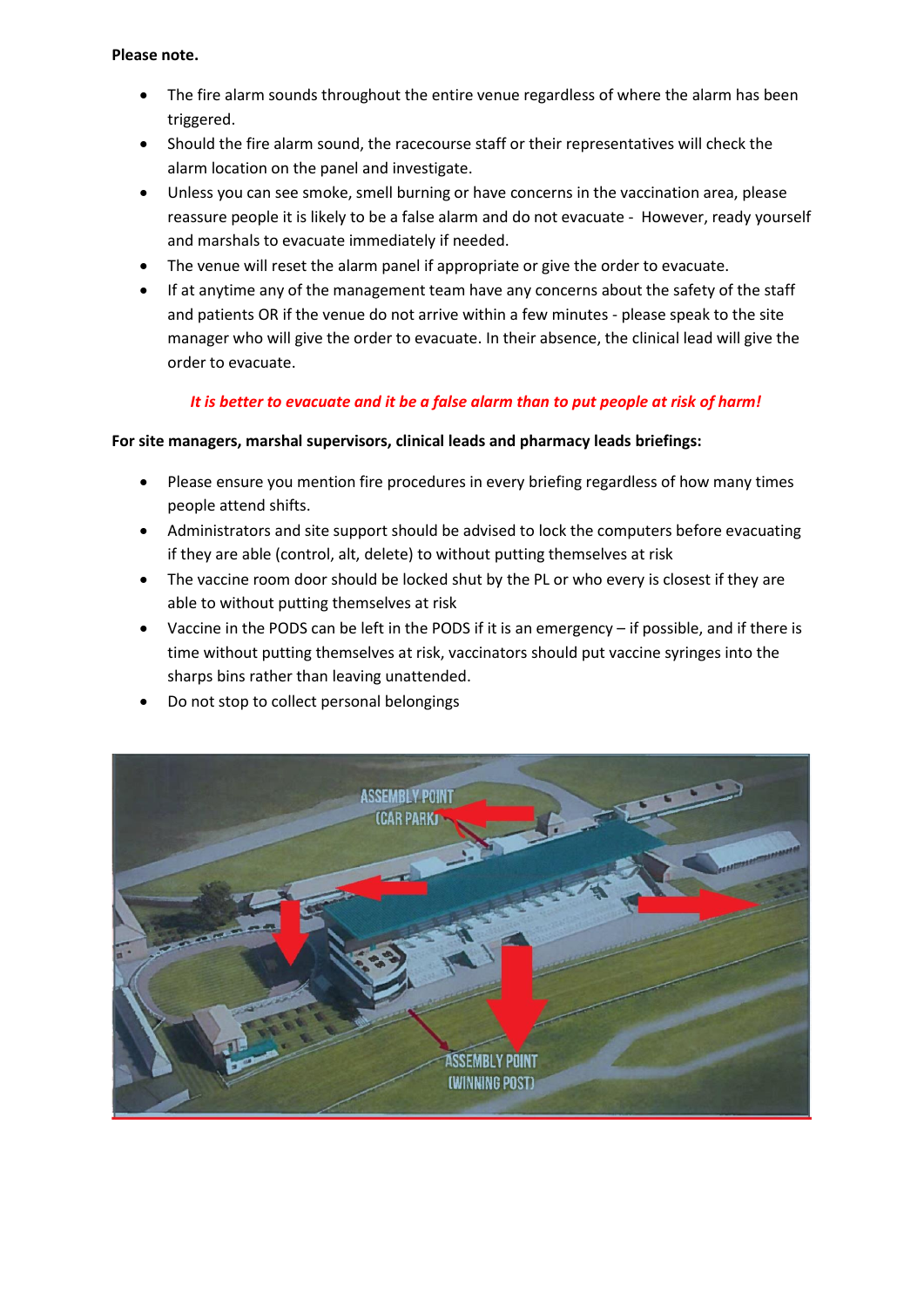**Please note.**

- The fire alarm sounds throughout the entire venue regardless of where the alarm has been triggered.
- Should the fire alarm sound, the racecourse staff or their representatives will check the alarm location on the panel and investigate.
- Unless you can see smoke, smell burning or have concerns in the vaccination area, please reassure people it is likely to be a false alarm and do not evacuate - However, ready yourself and marshals to evacuate immediately if needed.
- The venue will reset the alarm panel if appropriate or give the order to evacuate.
- If at anytime any of the management team have any concerns about the safety of the staff and patients OR if the venue do not arrive within a few minutes - please speak to the site manager who will give the order to evacuate. In their absence, the clinical lead will give the order to evacuate.

***It is better to evacuate and it be a false alarm than to put people at risk of harm!***

**For site managers, marshal supervisors, clinical leads and pharmacy leads briefings:**

- Please ensure you mention fire procedures in every briefing regardless of how many times people attend shifts.
- Administrators and site support should be advised to lock the computers before evacuating if they are able (control, alt, delete) to without putting themselves at risk
- The vaccine room door should be locked shut by the PL or who every is closest if they are able to without putting themselves at risk
- Vaccine in the PODS can be left in the PODS if it is an emergency – if possible, and if there is time without putting themselves at risk, vaccinators should put vaccine syringes into the sharps bins rather than leaving unattended.
- Do not stop to collect personal belongings

ASSEMBLY POINT
(CAR PARK)

ASSEMBLY POINT
(WINNING POST)